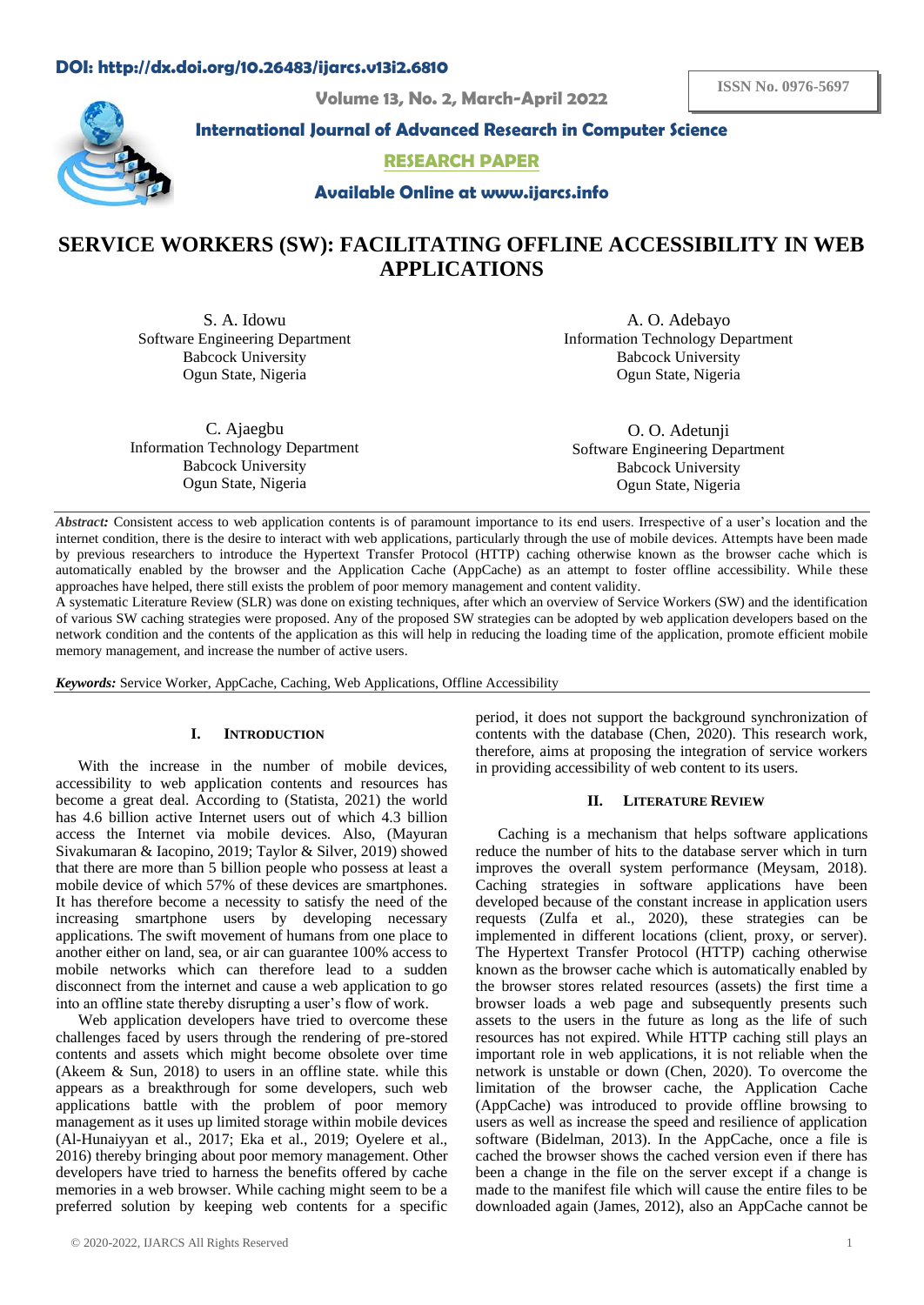# SERVICE WORKERS (SW): FACILITATING OFFLINE ACCESSIBILITY IN WEB APPLICATIONS

S. A. Idowu
Software Engineering Department
Babcock University
Ogun State, Nigeria

A. O. Adebayo
Information Technology Department
Babcock University
Ogun State, Nigeria

C. Ajaegbu
Information Technology Department
Babcock University
Ogun State, Nigeria

O. O. Adetunji
Software Engineering Department
Babcock University
Ogun State, Nigeria

***Abstract:*** Consistent access to web application contents is of paramount importance to its end users. Irrespective of a user's location and the internet condition, there is the desire to interact with web applications, particularly through the use of mobile devices. Attempts have been made by previous researchers to introduce the Hypertext Transfer Protocol (HTTP) caching otherwise known as the browser cache which is automatically enabled by the browser and the Application Cache (AppCache) as an attempt to foster offline accessibility. While these approaches have helped, there still exists the problem of poor memory management and content validity.

A systematic Literature Review (SLR) was done on existing techniques, after which an overview of Service Workers (SW) and the identification of various SW caching strategies were proposed. Any of the proposed SW strategies can be adopted by web application developers based on the network condition and the contents of the application as this will help in reducing the loading time of the application, promote efficient mobile memory management, and increase the number of active users.

***Keywords:*** Service Worker, AppCache, Caching, Web Applications, Offline Accessibility

## I. INTRODUCTION

With the increase in the number of mobile devices, accessibility to web application contents and resources has become a great deal. According to (Statista, 2021) the world has 4.6 billion active Internet users out of which 4.3 billion access the Internet via mobile devices. Also, (Mayuran Sivakumaran & Iacopino, 2019; Taylor & Silver, 2019) showed that there are more than 5 billion people who possess at least a mobile device of which 57% of these devices are smartphones. It has therefore become a necessity to satisfy the need of the increasing smartphone users by developing necessary applications. The swift movement of humans from one place to another either on land, sea, or air can guarantee 100% access to mobile networks which can therefore lead to a sudden disconnect from the internet and cause a web application to go into an offline state thereby disrupting a user's flow of work.

Web application developers have tried to overcome these challenges faced by users through the rendering of pre-stored contents and assets which might become obsolete over time (Akeem & Sun, 2018) to users in an offline state. while this appears as a breakthrough for some developers, such web applications battle with the problem of poor memory management as it uses up limited storage within mobile devices (Al-Hunaiyyan et al., 2017; Eka et al., 2019; Oyelere et al., 2016) thereby bringing about poor memory management. Other developers have tried to harness the benefits offered by cache memories in a web browser. While caching might seem to be a preferred solution by keeping web contents for a specific period, it does not support the background synchronization of contents with the database (Chen, 2020). This research work, therefore, aims at proposing the integration of service workers in providing accessibility of web content to its users.

## II. LITERATURE REVIEW

Caching is a mechanism that helps software applications reduce the number of hits to the database server which in turn improves the overall system performance (Meysam, 2018). Caching strategies in software applications have been developed because of the constant increase in application users requests (Zulfa et al., 2020), these strategies can be implemented in different locations (client, proxy, or server). The Hypertext Transfer Protocol (HTTP) caching otherwise known as the browser cache which is automatically enabled by the browser stores related resources (assets) the first time a browser loads a web page and subsequently presents such assets to the users in the future as long as the life of such resources has not expired. While HTTP caching still plays an important role in web applications, it is not reliable when the network is unstable or down (Chen, 2020). To overcome the limitation of the browser cache, the Application Cache (AppCache) was introduced to provide offline browsing to users as well as increase the speed and resilience of application software (Bidelman, 2013). In the AppCache, once a file is cached the browser shows the cached version even if there has been a change in the file on the server except if a change is made to the manifest file which will cause the entire files to be downloaded again (James, 2012), also an AppCache cannot be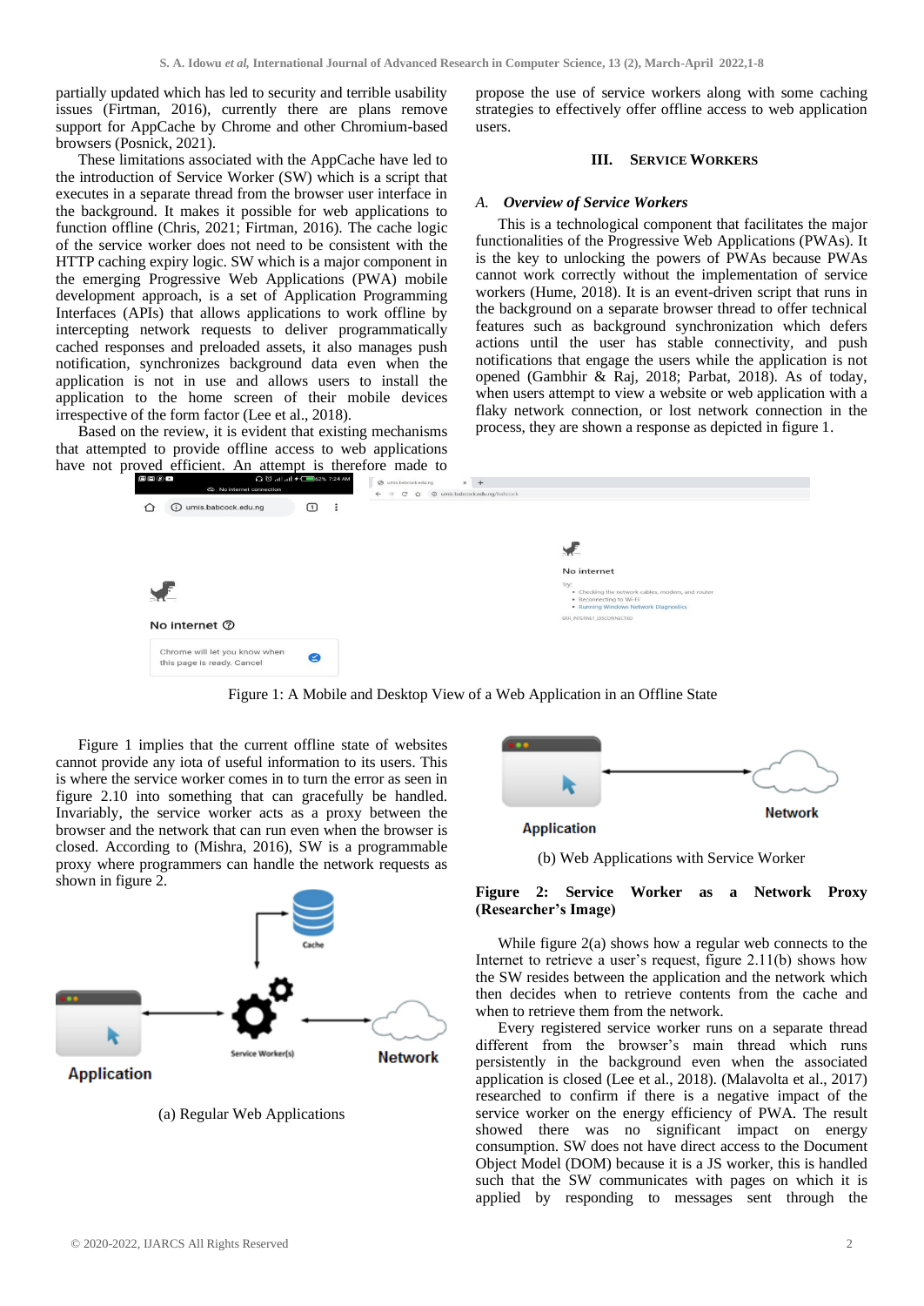partially updated which has led to security and terrible usability issues (Firtman, 2016), currently there are plans remove support for AppCache by Chrome and other Chromium-based browsers (Posnick, 2021).

These limitations associated with the AppCache have led to the introduction of Service Worker (SW) which is a script that executes in a separate thread from the browser user interface in the background. It makes it possible for web applications to function offline (Chris, 2021; Firtman, 2016). The cache logic of the service worker does not need to be consistent with the HTTP caching expiry logic. SW which is a major component in the emerging Progressive Web Applications (PWA) mobile development approach, is a set of Application Programming Interfaces (APIs) that allows applications to work offline by intercepting network requests to deliver programmatically cached responses and preloaded assets, it also manages push notification, synchronizes background data even when the application is not in use and allows users to install the application to the home screen of their mobile devices irrespective of the form factor (Lee et al., 2018).

Based on the review, it is evident that existing mechanisms that attempted to provide offline access to web applications have not proved efficient. An attempt is therefore made to propose the use of service workers along with some caching strategies to effectively offer offline access to web application users.

## III. SERVICE WORKERS

### *A. Overview of Service Workers*

This is a technological component that facilitates the major functionalities of the Progressive Web Applications (PWAs). It is the key to unlocking the powers of PWAs because PWAs cannot work correctly without the implementation of service workers (Hume, 2018). It is an event-driven script that runs in the background on a separate browser thread to offer technical features such as background synchronization which defers actions until the user has stable connectivity, and push notifications that engage the users while the application is not opened (Gambhir & Raj, 2018; Parbat, 2018). As of today, when users attempt to view a website or web application with a flaky network connection, or lost network connection in the process, they are shown a response as depicted in figure 1.

Figure 1: A Mobile and Desktop View of a Web Application in an Offline State

Figure 1 implies that the current offline state of websites cannot provide any iota of useful information to its users. This is where the service worker comes in to turn the error as seen in figure 2.10 into something that can gracefully be handled. Invariably, the service worker acts as a proxy between the browser and the network that can run even when the browser is closed. According to (Mishra, 2016), SW is a programmable proxy where programmers can handle the network requests as shown in figure 2.

(a) Regular Web Applications

(b) Web Applications with Service Worker

**Figure 2: Service Worker as a Network Proxy (Researcher's Image)**

While figure 2(a) shows how a regular web connects to the Internet to retrieve a user's request, figure 2.11(b) shows how the SW resides between the application and the network which then decides when to retrieve contents from the cache and when to retrieve them from the network.

Every registered service worker runs on a separate thread different from the browser's main thread which runs persistently in the background even when the associated application is closed (Lee et al., 2018). (Malavolta et al., 2017) researched to confirm if there is a negative impact of the service worker on the energy efficiency of PWA. The result showed there was no significant impact on energy consumption. SW does not have direct access to the Document Object Model (DOM) because it is a JS worker, this is handled such that the SW communicates with pages on which it is applied by responding to messages sent through the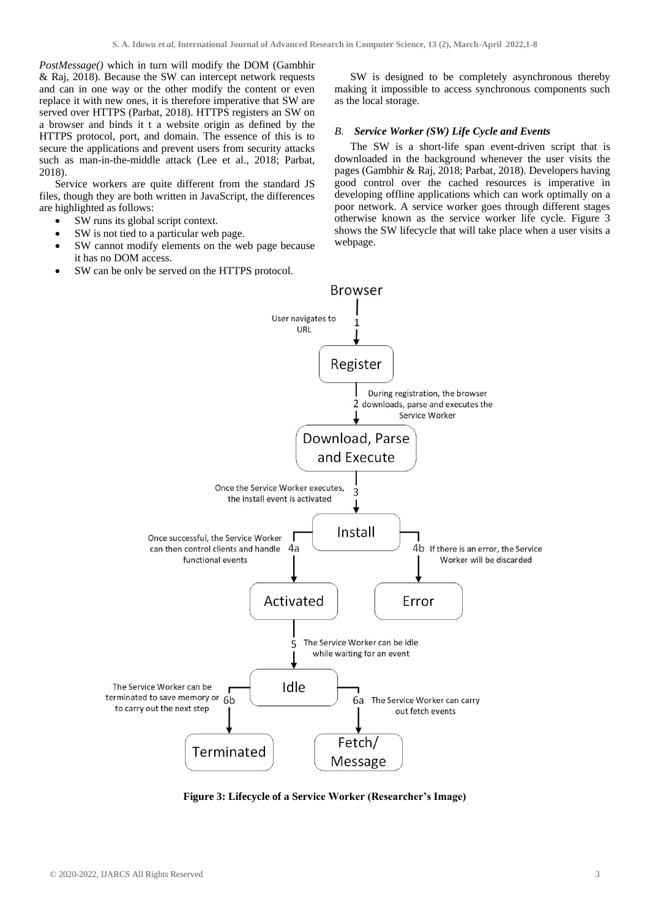*PostMessage()* which in turn will modify the DOM (Gambhir & Raj, 2018). Because the SW can intercept network requests and can in one way or the other modify the content or even replace it with new ones, it is therefore imperative that SW are served over HTTPS (Parbat, 2018). HTTPS registers an SW on a browser and binds it t a website origin as defined by the HTTPS protocol, port, and domain. The essence of this is to secure the applications and prevent users from security attacks such as man-in-the-middle attack (Lee et al., 2018; Parbat, 2018).

Service workers are quite different from the standard JS files, though they are both written in JavaScript, the differences are highlighted as follows:

- SW runs its global script context.
- SW is not tied to a particular web page.
- SW cannot modify elements on the web page because it has no DOM access.
- SW can be only be served on the HTTPS protocol.

SW is designed to be completely asynchronous thereby making it impossible to access synchronous components such as the local storage.

### *B. Service Worker (SW) Life Cycle and Events*

The SW is a short-life span event-driven script that is downloaded in the background whenever the user visits the pages (Gambhir & Raj, 2018; Parbat, 2018). Developers having good control over the cached resources is imperative in developing offline applications which can work optimally on a poor network. A service worker goes through different stages otherwise known as the service worker life cycle. Figure 3 shows the SW lifecycle that will take place when a user visits a webpage.

Browser

1 User navigates to URL

Register

2 During registration, the browser downloads, parse and executes the Service Worker

Download, Parse and Execute

3 Once the Service Worker executes, the install event is activated

Install

4a Once successful, the Service Worker can then control clients and handle functional events

4b If there is an error, the Service Worker will be discarded

Activated

Error

5 The Service Worker can be idle while waiting for an event

Idle

6b The Service Worker can be terminated to save memory or to carry out the next step

6a The Service Worker can carry out fetch events

Terminated

Fetch/ Message

**Figure 3: Lifecycle of a Service Worker (Researcher's Image)**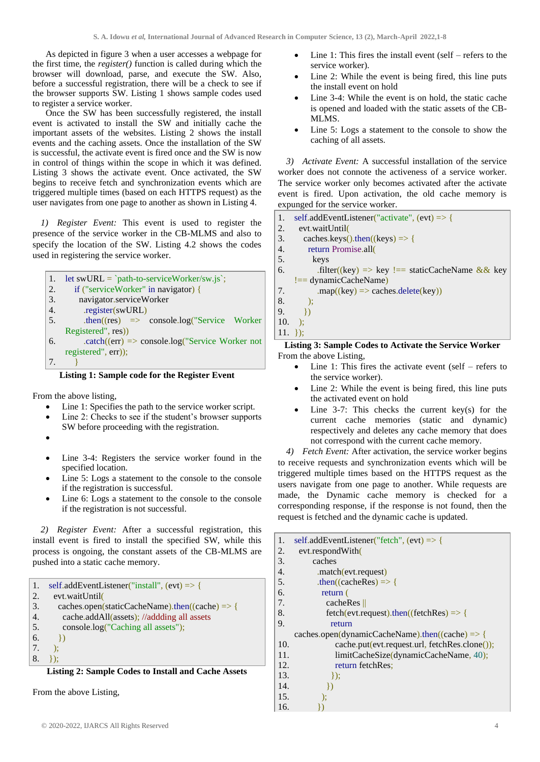As depicted in figure 3 when a user accesses a webpage for the first time, the *register()* function is called during which the browser will download, parse, and execute the SW. Also, before a successful registration, there will be a check to see if the browser supports SW. Listing 1 shows sample codes used to register a service worker.

Once the SW has been successfully registered, the install event is activated to install the SW and initially cache the important assets of the websites. Listing 2 shows the install events and the caching assets. Once the installation of the SW is successful, the activate event is fired once and the SW is now in control of things within the scope in which it was defined. Listing 3 shows the activate event. Once activated, the SW begins to receive fetch and synchronization events which are triggered multiple times (based on each HTTPS request) as the user navigates from one page to another as shown in Listing 4.

*1) Register Event:* This event is used to register the presence of the service worker in the CB-MLMS and also to specify the location of the SW. Listing 4.2 shows the codes used in registering the service worker.

```
1.   let swURL = `path-to-serviceWorker/sw.js`;
2.     if ("serviceWorker" in navigator) {
3.       navigator.serviceWorker
4.         .register(swURL)
5.         .then((res)   =>   console.log("Service   Worker Registered", res))
6.         .catch((err) => console.log("Service Worker not registered", err));
7.     }
```

**Listing 1: Sample code for the Register Event**

From the above listing,

- Line 1: Specifies the path to the service worker script.
- Line 2: Checks to see if the student's browser supports SW before proceeding with the registration.
- 
- Line 3-4: Registers the service worker found in the specified location.
- Line 5: Logs a statement to the console to the console if the registration is successful.
- Line 6: Logs a statement to the console to the console if the registration is not successful.

*2) Register Event:* After a successful registration, this install event is fired to install the specified SW, while this process is ongoing, the constant assets of the CB-MLMS are pushed into a static cache memory.

```
1.   self.addEventListener("install", (evt) => {
2.     evt.waitUntil(
3.       caches.open(staticCacheName).then((cache) => {
4.         cache.addAll(assets); //addding all assets
5.         console.log("Caching all assets");
6.       })
7.     );
8.   });
```

**Listing 2: Sample Codes to Install and Cache Assets**

From the above Listing,

- Line 1: This fires the install event (self – refers to the service worker).
- Line 2: While the event is being fired, this line puts the install event on hold
- Line 3-4: While the event is on hold, the static cache is opened and loaded with the static assets of the CB-MLMS.
- Line 5: Logs a statement to the console to show the caching of all assets.

*3) Activate Event:* A successful installation of the service worker does not connote the activeness of a service worker. The service worker only becomes activated after the activate event is fired. Upon activation, the old cache memory is expunged for the service worker.

```
1.   self.addEventListener("activate", (evt) => {
2.     evt.waitUntil(
3.       caches.keys().then((keys) => {
4.         return Promise.all(
5.           keys
6.           .filter((key) => key !== staticCacheName && key !== dynamicCacheName)
7.           .map((key) => caches.delete(key))
8.         );
9.       })
10.    );
11.  });
```

**Listing 3: Sample Codes to Activate the Service Worker**

From the above Listing,

- Line 1: This fires the activate event (self – refers to the service worker).
- Line 2: While the event is being fired, this line puts the activated event on hold
- Line 3-7: This checks the current key(s) for the current cache memories (static and dynamic) respectively and deletes any cache memory that does not correspond with the current cache memory.

*4) Fetch Event:* After activation, the service worker begins to receive requests and synchronization events which will be triggered multiple times based on the HTTPS request as the users navigate from one page to another. While requests are made, the Dynamic cache memory is checked for a corresponding response, if the response is not found, then the request is fetched and the dynamic cache is updated.

```
1.   self.addEventListener("fetch", (evt) => {
2.     evt.respondWith(
3.       caches
4.         .match(evt.request)
5.         .then((cacheRes) => {
6.           return (
7.             cacheRes ||
8.             fetch(evt.request).then((fetchRes) => {
9.               return
     caches.open(dynamicCacheName).then((cache) => {
10.                cache.put(evt.request.url, fetchRes.clone());
11.                limitCacheSize(dynamicCacheName, 40);
12.                return fetchRes;
13.              });
14.            })
15.          );
16.        })
```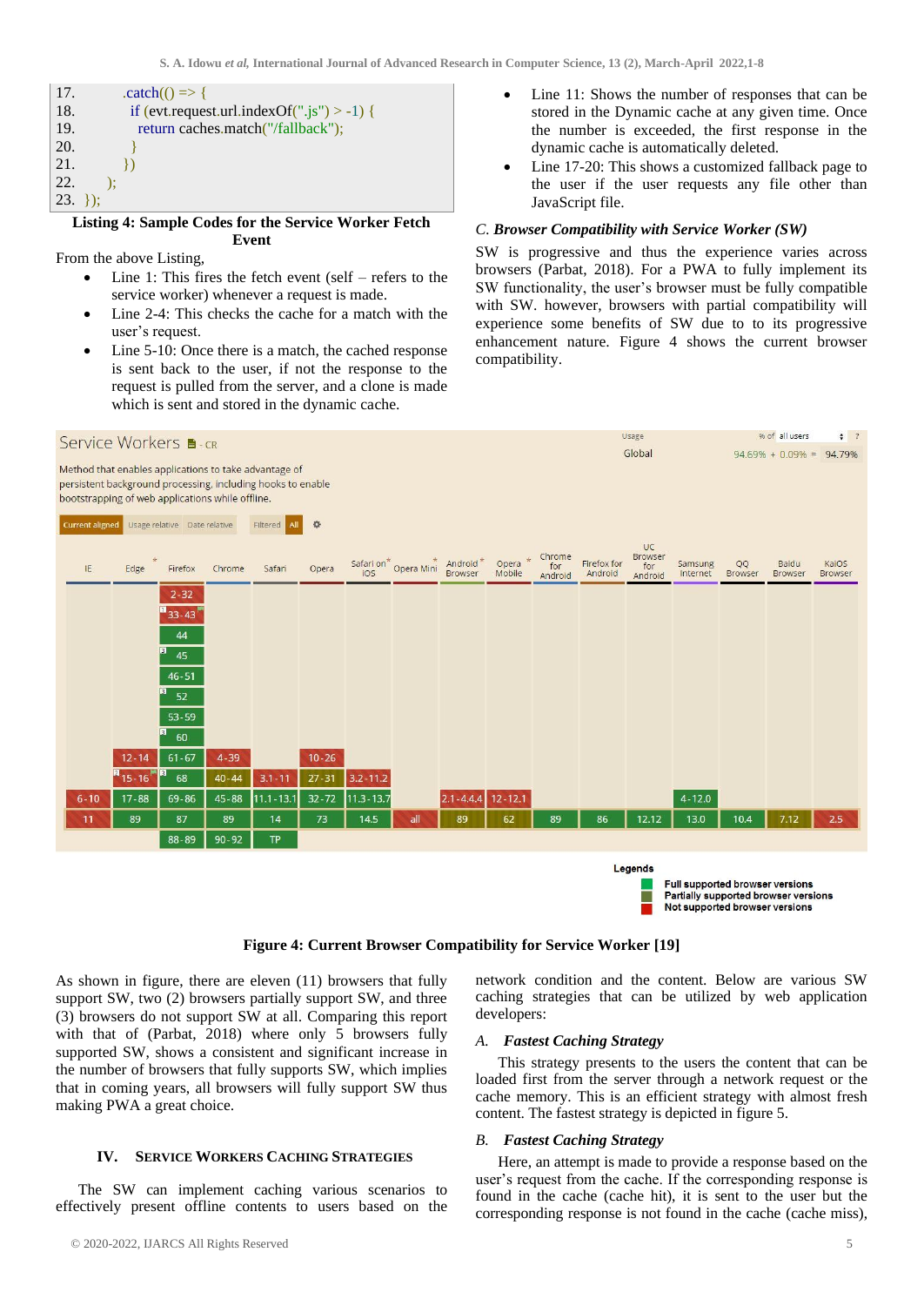```
17.         .catch(() => {
18.           if (evt.request.url.indexOf(".js") > -1) {
19.             return caches.match("/fallback");
20.           }
21.         })
22.     );
23.  });
```

**Listing 4: Sample Codes for the Service Worker Fetch Event**

From the above Listing,

- Line 1: This fires the fetch event (self – refers to the service worker) whenever a request is made.
- Line 2-4: This checks the cache for a match with the user's request.
- Line 5-10: Once there is a match, the cached response is sent back to the user, if not the response to the request is pulled from the server, and a clone is made which is sent and stored in the dynamic cache.
- Line 11: Shows the number of responses that can be stored in the Dynamic cache at any given time. Once the number is exceeded, the first response in the dynamic cache is automatically deleted.
- Line 17-20: This shows a customized fallback page to the user if the user requests any file other than JavaScript file.

### *C. Browser Compatibility with Service Worker (SW)*

SW is progressive and thus the experience varies across browsers (Parbat, 2018). For a PWA to fully implement its SW functionality, the user's browser must be fully compatible with SW. however, browsers with partial compatibility will experience some benefits of SW due to to its progressive enhancement nature. Figure 4 shows the current browser compatibility.

**Figure 4: Current Browser Compatibility for Service Worker [19]**

As shown in figure, there are eleven (11) browsers that fully support SW, two (2) browsers partially support SW, and three (3) browsers do not support SW at all. Comparing this report with that of (Parbat, 2018) where only 5 browsers fully supported SW, shows a consistent and significant increase in the number of browsers that fully supports SW, which implies that in coming years, all browsers will fully support SW thus making PWA a great choice.

## IV. SERVICE WORKERS CACHING STRATEGIES

The SW can implement caching various scenarios to effectively present offline contents to users based on the network condition and the content. Below are various SW caching strategies that can be utilized by web application developers:

### *A. Fastest Caching Strategy*

This strategy presents to the users the content that can be loaded first from the server through a network request or the cache memory. This is an efficient strategy with almost fresh content. The fastest strategy is depicted in figure 5.

### *B. Fastest Caching Strategy*

Here, an attempt is made to provide a response based on the user's request from the cache. If the corresponding response is found in the cache (cache hit), it is sent to the user but the corresponding response is not found in the cache (cache miss),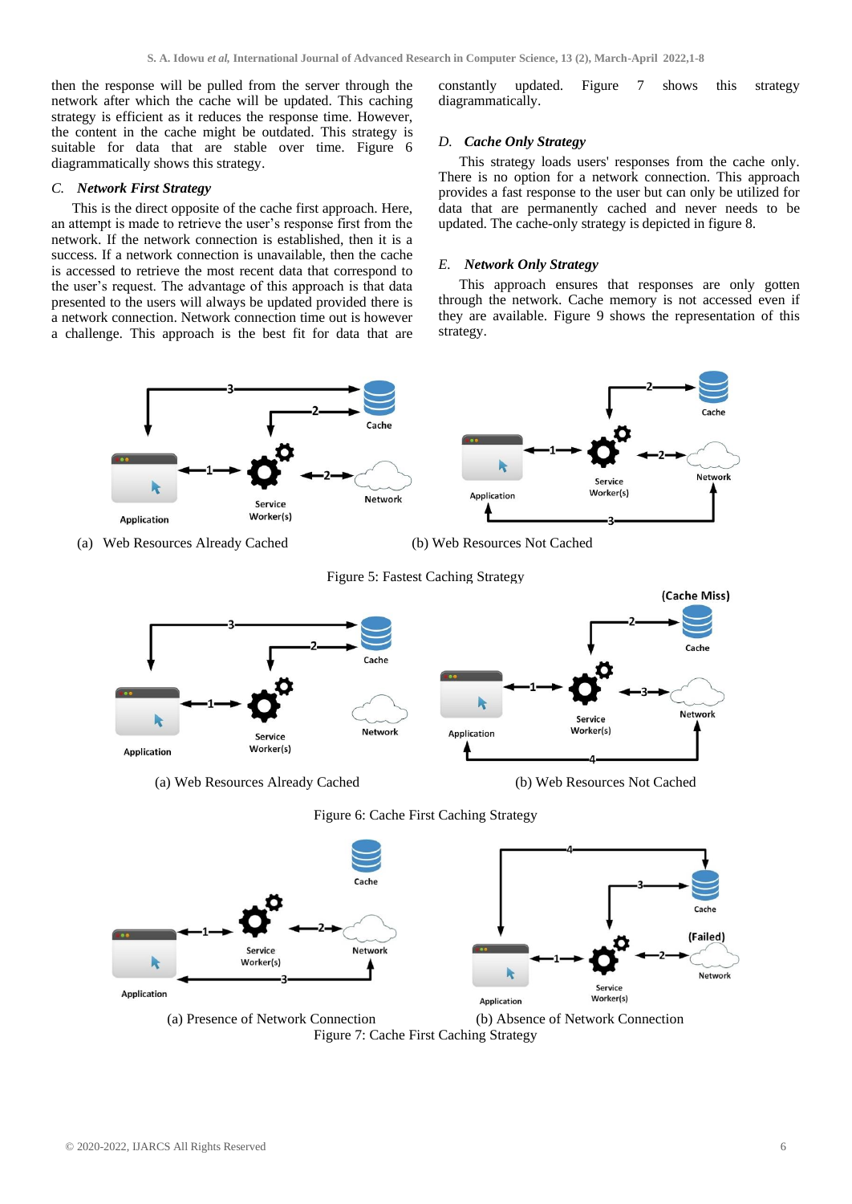then the response will be pulled from the server through the network after which the cache will be updated. This caching strategy is efficient as it reduces the response time. However, the content in the cache might be outdated. This strategy is suitable for data that are stable over time. Figure 6 diagrammatically shows this strategy.

### *C. Network First Strategy*

This is the direct opposite of the cache first approach. Here, an attempt is made to retrieve the user's response first from the network. If the network connection is established, then it is a success. If a network connection is unavailable, then the cache is accessed to retrieve the most recent data that correspond to the user's request. The advantage of this approach is that data presented to the users will always be updated provided there is a network connection. Network connection time out is however a challenge. This approach is the best fit for data that are constantly updated. Figure 7 shows this strategy diagrammatically.

### *D. Cache Only Strategy*

This strategy loads users' responses from the cache only. There is no option for a network connection. This approach provides a fast response to the user but can only be utilized for data that are permanently cached and never needs to be updated. The cache-only strategy is depicted in figure 8.

### *E. Network Only Strategy*

This approach ensures that responses are only gotten through the network. Cache memory is not accessed even if they are available. Figure 9 shows the representation of this strategy.

(a) Web Resources Already Cached (b) Web Resources Not Cached

Figure 5: Fastest Caching Strategy

(a) Web Resources Already Cached (b) Web Resources Not Cached

Figure 6: Cache First Caching Strategy

(a) Presence of Network Connection (b) Absence of Network Connection

Figure 7: Cache First Caching Strategy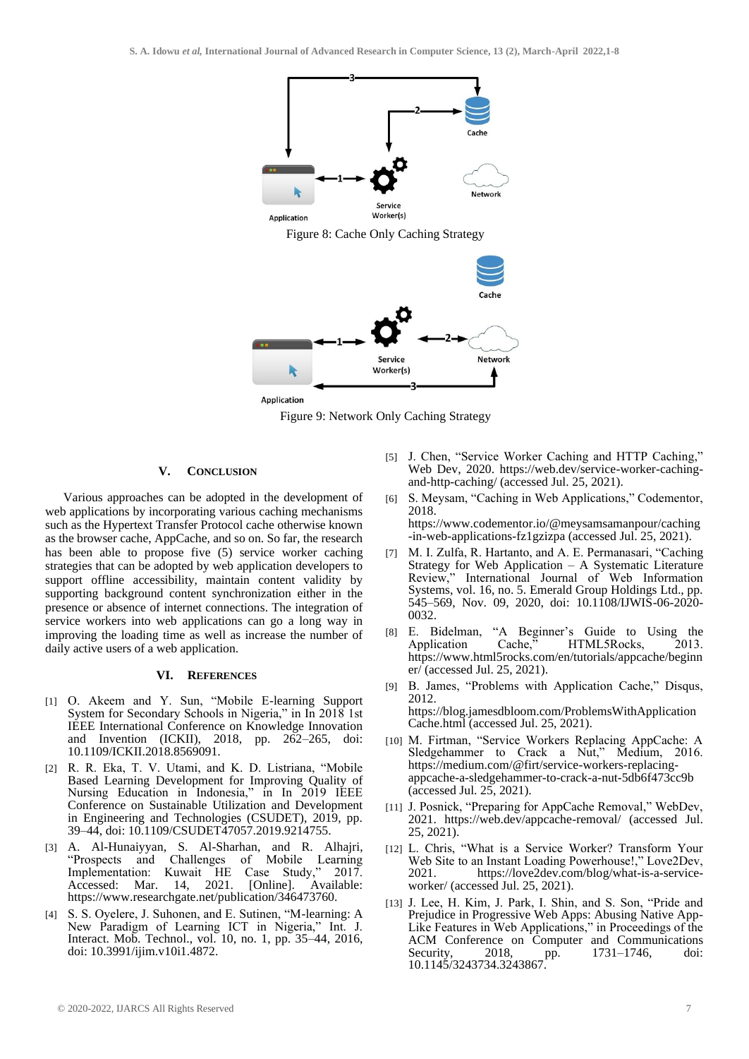Figure 8: Cache Only Caching Strategy

Figure 9: Network Only Caching Strategy

## V. CONCLUSION

Various approaches can be adopted in the development of web applications by incorporating various caching mechanisms such as the Hypertext Transfer Protocol cache otherwise known as the browser cache, AppCache, and so on. So far, the research has been able to propose five (5) service worker caching strategies that can be adopted by web application developers to support offline accessibility, maintain content validity by supporting background content synchronization either in the presence or absence of internet connections. The integration of service workers into web applications can go a long way in improving the loading time as well as increase the number of daily active users of a web application.

## VI. REFERENCES

[1] O. Akeem and Y. Sun, "Mobile E-learning Support System for Secondary Schools in Nigeria," in In 2018 1st IEEE International Conference on Knowledge Innovation and Invention (ICKII), 2018, pp. 262–265, doi: 10.1109/ICKII.2018.8569091.

[2] R. R. Eka, T. V. Utami, and K. D. Listriana, "Mobile Based Learning Development for Improving Quality of Nursing Education in Indonesia," in In 2019 IEEE Conference on Sustainable Utilization and Development in Engineering and Technologies (CSUDET), 2019, pp. 39–44, doi: 10.1109/CSUDET47057.2019.9214755.

[3] A. Al-Hunaiyyan, S. Al-Sharhan, and R. Alhajri, "Prospects and Challenges of Mobile Learning Implementation: Kuwait HE Case Study," 2017. Accessed: Mar. 14, 2021. [Online]. Available: https://www.researchgate.net/publication/346473760.

[4] S. S. Oyelere, J. Suhonen, and E. Sutinen, "M-learning: A New Paradigm of Learning ICT in Nigeria," Int. J. Interact. Mob. Technol., vol. 10, no. 1, pp. 35–44, 2016, doi: 10.3991/ijim.v10i1.4872.

[5] J. Chen, "Service Worker Caching and HTTP Caching," Web Dev, 2020. https://web.dev/service-worker-caching-and-http-caching/ (accessed Jul. 25, 2021).

[6] S. Meysam, "Caching in Web Applications," Codementor, 2018. https://www.codementor.io/@meysamsamanpour/caching-in-web-applications-fz1gzizpa (accessed Jul. 25, 2021).

[7] M. I. Zulfa, R. Hartanto, and A. E. Permanasari, "Caching Strategy for Web Application – A Systematic Literature Review," International Journal of Web Information Systems, vol. 16, no. 5. Emerald Group Holdings Ltd., pp. 545–569, Nov. 09, 2020, doi: 10.1108/IJWIS-06-2020-0032.

[8] E. Bidelman, "A Beginner's Guide to Using the Application Cache," HTML5Rocks, 2013. https://www.html5rocks.com/en/tutorials/appcache/beginner/ (accessed Jul. 25, 2021).

[9] B. James, "Problems with Application Cache," Disqus, 2012. https://blog.jamesdbloom.com/ProblemsWithApplicationCache.html (accessed Jul. 25, 2021).

[10] M. Firtman, "Service Workers Replacing AppCache: A Sledgehammer to Crack a Nut," Medium, 2016. https://medium.com/@firt/service-workers-replacing-appcache-a-sledgehammer-to-crack-a-nut-5db6f473cc9b (accessed Jul. 25, 2021).

[11] J. Posnick, "Preparing for AppCache Removal," WebDev, 2021. https://web.dev/appcache-removal/ (accessed Jul. 25, 2021).

[12] L. Chris, "What is a Service Worker? Transform Your Web Site to an Instant Loading Powerhouse!," Love2Dev, 2021. https://love2dev.com/blog/what-is-a-service-worker/ (accessed Jul. 25, 2021).

[13] J. Lee, H. Kim, J. Park, I. Shin, and S. Son, "Pride and Prejudice in Progressive Web Apps: Abusing Native App-Like Features in Web Applications," in Proceedings of the ACM Conference on Computer and Communications Security, 2018, pp. 1731–1746, doi: 10.1145/3243734.3243867.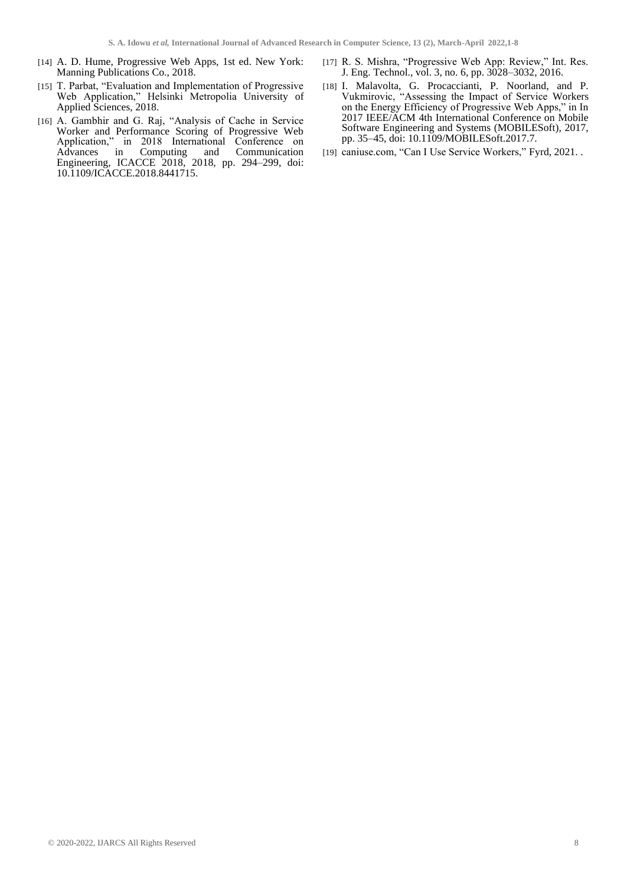[14] A. D. Hume, Progressive Web Apps, 1st ed. New York: Manning Publications Co., 2018.

[15] T. Parbat, "Evaluation and Implementation of Progressive Web Application," Helsinki Metropolia University of Applied Sciences, 2018.

[16] A. Gambhir and G. Raj, "Analysis of Cache in Service Worker and Performance Scoring of Progressive Web Application," in 2018 International Conference on Advances in Computing and Communication Engineering, ICACCE 2018, 2018, pp. 294–299, doi: 10.1109/ICACCE.2018.8441715.

[17] R. S. Mishra, "Progressive Web App: Review," Int. Res. J. Eng. Technol., vol. 3, no. 6, pp. 3028–3032, 2016.

[18] I. Malavolta, G. Procaccianti, P. Noorland, and P. Vukmirovic, "Assessing the Impact of Service Workers on the Energy Efficiency of Progressive Web Apps," in In 2017 IEEE/ACM 4th International Conference on Mobile Software Engineering and Systems (MOBILESoft), 2017, pp. 35–45, doi: 10.1109/MOBILESoft.2017.7.

[19] caniuse.com, "Can I Use Service Workers," Fyrd, 2021. .